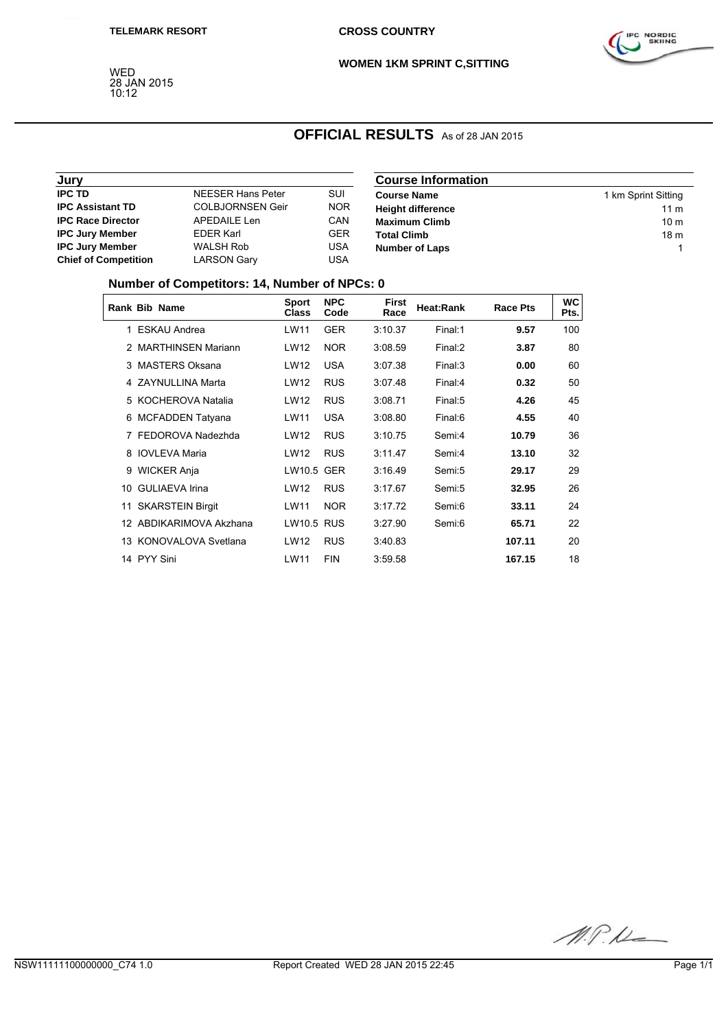TELEMARK RESORT

CROSS COUNTRY

WOMEN 1KM SPRINT C,SITTING

WED
28 JAN 2015
10:12

# OFFICIAL RESULTS As of 28 JAN 2015

## Jury

| | | |
|---|---|---|
| **IPC TD** | NEESER Hans Peter | SUI |
| **IPC Assistant TD** | COLBJORNSEN Geir | NOR |
| **IPC Race Director** | APEDAILE Len | CAN |
| **IPC Jury Member** | EDER Karl | GER |
| **IPC Jury Member** | WALSH Rob | USA |
| **Chief of Competition** | LARSON Gary | USA |

## Course Information

| | |
|---|---|
| **Course Name** | 1 km Sprint Sitting |
| **Height difference** | 11 m |
| **Maximum Climb** | 10 m |
| **Total Climb** | 18 m |
| **Number of Laps** | 1 |

### Number of Competitors: 14, Number of NPCs: 0

| Rank | Bib | Name | Sport Class | NPC Code | First Race | Heat:Rank | Race Pts | WC Pts. |
|---|---|---|---|---|---|---|---|---|
| 1 | | ESKAU Andrea | LW11 | GER | 3:10.37 | Final:1 | **9.57** | 100 |
| 2 | | MARTHINSEN Mariann | LW12 | NOR | 3:08.59 | Final:2 | **3.87** | 80 |
| 3 | | MASTERS Oksana | LW12 | USA | 3:07.38 | Final:3 | **0.00** | 60 |
| 4 | | ZAYNULLINA Marta | LW12 | RUS | 3:07.48 | Final:4 | **0.32** | 50 |
| 5 | | KOCHEROVA Natalia | LW12 | RUS | 3:08.71 | Final:5 | **4.26** | 45 |
| 6 | | MCFADDEN Tatyana | LW11 | USA | 3:08.80 | Final:6 | **4.55** | 40 |
| 7 | | FEDOROVA Nadezhda | LW12 | RUS | 3:10.75 | Semi:4 | **10.79** | 36 |
| 8 | | IOVLEVA Maria | LW12 | RUS | 3:11.47 | Semi:4 | **13.10** | 32 |
| 9 | | WICKER Anja | LW10.5 | GER | 3:16.49 | Semi:5 | **29.17** | 29 |
| 10 | | GULIAEVA Irina | LW12 | RUS | 3:17.67 | Semi:5 | **32.95** | 26 |
| 11 | | SKARSTEIN Birgit | LW11 | NOR | 3:17.72 | Semi:6 | **33.11** | 24 |
| 12 | | ABDIKARIMOVA Akzhana | LW10.5 | RUS | 3:27.90 | Semi:6 | **65.71** | 22 |
| 13 | | KONOVALOVA Svetlana | LW12 | RUS | 3:40.83 | | **107.11** | 20 |
| 14 | | PYY Sini | LW11 | FIN | 3:59.58 | | **167.15** | 18 |

NSW11111100000000_C74 1.0 Report Created WED 28 JAN 2015 22:45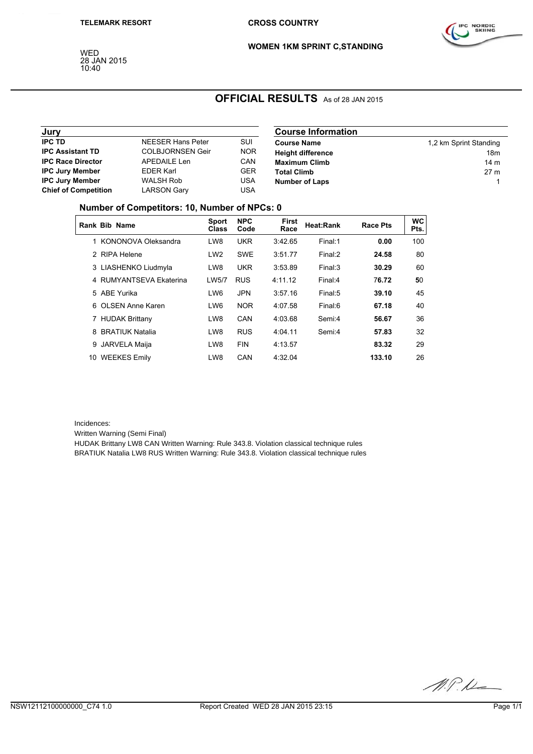TELEMARK RESORT

# CROSS COUNTRY

## WOMEN 1KM SPRINT C,STANDING

WED
28 JAN 2015
10:40

# OFFICIAL RESULTS As of 28 JAN 2015

| Jury | | |
|---|---|---|
| **IPC TD** | NEESER Hans Peter | SUI |
| **IPC Assistant TD** | COLBJORNSEN Geir | NOR |
| **IPC Race Director** | APEDAILE Len | CAN |
| **IPC Jury Member** | EDER Karl | GER |
| **IPC Jury Member** | WALSH Rob | USA |
| **Chief of Competition** | LARSON Gary | USA |

| Course Information | |
|---|---|
| **Course Name** | 1,2 km Sprint Standing |
| **Height difference** | 18m |
| **Maximum Climb** | 14 m |
| **Total Climb** | 27 m |
| **Number of Laps** | 1 |

### Number of Competitors: 10, Number of NPCs: 0

| Rank | Bib | Name | Sport Class | NPC Code | First Race | Heat:Rank | Race Pts | WC Pts. |
|---|---|---|---|---|---|---|---|---|
| 1 | | KONONOVA Oleksandra | LW8 | UKR | 3:42.65 | Final:1 | **0.00** | 100 |
| 2 | | RIPA Helene | LW2 | SWE | 3:51.77 | Final:2 | **24.58** | 80 |
| 3 | | LIASHENKO Liudmyla | LW8 | UKR | 3:53.89 | Final:3 | **30.29** | 60 |
| 4 | | RUMYANTSEVA Ekaterina | LW5/7 | RUS | 4:11.12 | Final:4 | **76.72** | 50 |
| 5 | | ABE Yurika | LW6 | JPN | 3:57.16 | Final:5 | **39.10** | 45 |
| 6 | | OLSEN Anne Karen | LW6 | NOR | 4:07.58 | Final:6 | **67.18** | 40 |
| 7 | | HUDAK Brittany | LW8 | CAN | 4:03.68 | Semi:4 | **56.67** | 36 |
| 8 | | BRATIUK Natalia | LW8 | RUS | 4:04.11 | Semi:4 | **57.83** | 32 |
| 9 | | JARVELA Maija | LW8 | FIN | 4:13.57 | | **83.32** | 29 |
| 10 | | WEEKES Emily | LW8 | CAN | 4:32.04 | | **133.10** | 26 |

Incidences:
Written Warning (Semi Final)
HUDAK Brittany LW8 CAN Written Warning: Rule 343.8. Violation classical technique rules
BRATIUK Natalia LW8 RUS Written Warning: Rule 343.8. Violation classical technique rules

NSW12112100000000_C74 1.0 Report Created WED 28 JAN 2015 23:15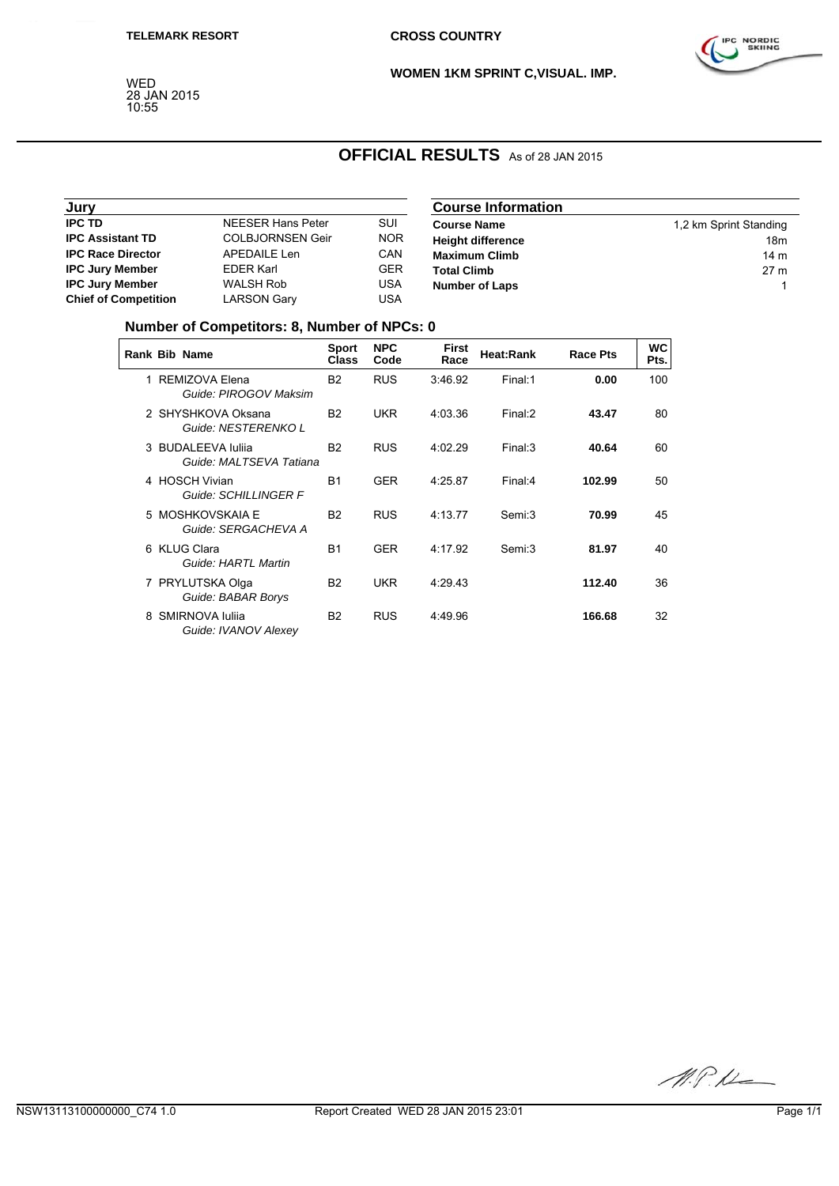TELEMARK RESORT

CROSS COUNTRY

WOMEN 1KM SPRINT C,VISUAL. IMP.

WED
28 JAN 2015
10:55

# OFFICIAL RESULTS As of 28 JAN 2015

| Jury | | |
|---|---|---|
| **IPC TD** | NEESER Hans Peter | SUI |
| **IPC Assistant TD** | COLBJORNSEN Geir | NOR |
| **IPC Race Director** | APEDAILE Len | CAN |
| **IPC Jury Member** | EDER Karl | GER |
| **IPC Jury Member** | WALSH Rob | USA |
| **Chief of Competition** | LARSON Gary | USA |

| Course Information | |
|---|---|
| **Course Name** | 1,2 km Sprint Standing |
| **Height difference** | 18m |
| **Maximum Climb** | 14 m |
| **Total Climb** | 27 m |
| **Number of Laps** | 1 |

## Number of Competitors: 8, Number of NPCs: 0

| Rank | Bib | Name | Sport Class | NPC Code | First Race | Heat:Rank | Race Pts | WC Pts. |
|---|---|---|---|---|---|---|---|---|
| 1 | | REMIZOVA Elena<br>*Guide: PIROGOV Maksim* | B2 | RUS | 3:46.92 | Final:1 | **0.00** | 100 |
| 2 | | SHYSHKOVA Oksana<br>*Guide: NESTERENKO L* | B2 | UKR | 4:03.36 | Final:2 | **43.47** | 80 |
| 3 | | BUDALEEVA Iuliia<br>*Guide: MALTSEVA Tatiana* | B2 | RUS | 4:02.29 | Final:3 | **40.64** | 60 |
| 4 | | HOSCH Vivian<br>*Guide: SCHILLINGER F* | B1 | GER | 4:25.87 | Final:4 | **102.99** | 50 |
| 5 | | MOSHKOVSKAIA E<br>*Guide: SERGACHEVA A* | B2 | RUS | 4:13.77 | Semi:3 | **70.99** | 45 |
| 6 | | KLUG Clara<br>*Guide: HARTL Martin* | B1 | GER | 4:17.92 | Semi:3 | **81.97** | 40 |
| 7 | | PRYLUTSKA Olga<br>*Guide: BABAR Borys* | B2 | UKR | 4:29.43 | | **112.40** | 36 |
| 8 | | SMIRNOVA Iuliia<br>*Guide: IVANOV Alexey* | B2 | RUS | 4:49.96 | | **166.68** | 32 |

NSW13113100000000_C74 1.0 Report Created WED 28 JAN 2015 23:01